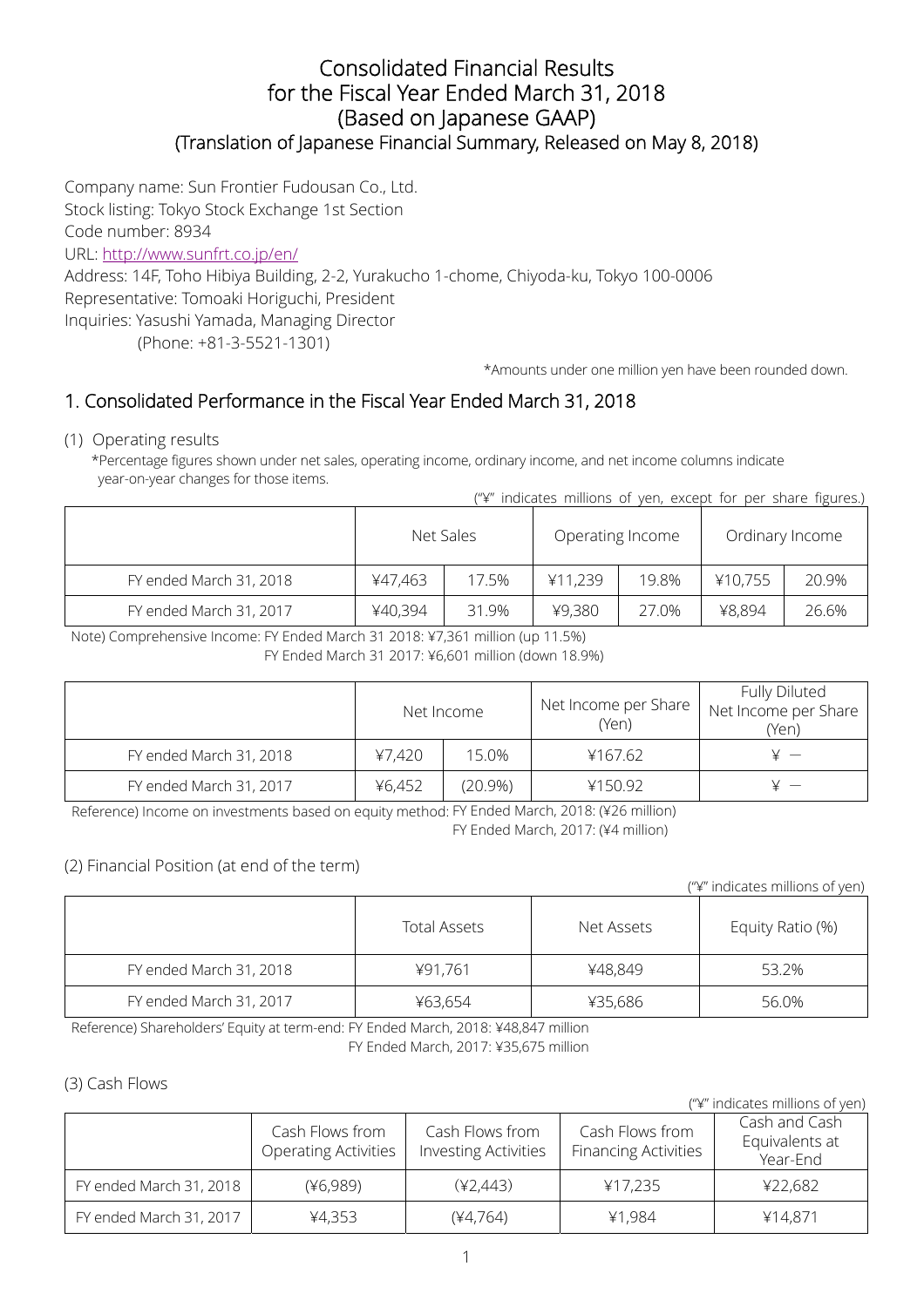# Consolidated Financial Results for the Fiscal Year Ended March 31, 2018 (Based on Japanese GAAP)

## (Translation of Japanese Financial Summary, Released on May 8, 2018)

Company name: Sun Frontier Fudousan Co., Ltd.
Stock listing: Tokyo Stock Exchange 1st Section
Code number: 8934
URL: http://www.sunfrt.co.jp/en/
Address: 14F, Toho Hibiya Building, 2-2, Yurakucho 1-chome, Chiyoda-ku, Tokyo 100-0006
Representative: Tomoaki Horiguchi, President
Inquiries: Yasushi Yamada, Managing Director
(Phone: +81-3-5521-1301)

*Amounts under one million yen have been rounded down.

## 1. Consolidated Performance in the Fiscal Year Ended March 31, 2018

### (1) Operating results

*Percentage figures shown under net sales, operating income, ordinary income, and net income columns indicate year-on-year changes for those items.

("¥" indicates millions of yen, except for per share figures.)

| | Net Sales | | Operating Income | | Ordinary Income | |
|---|---|---|---|---|---|---|
| FY ended March 31, 2018 | ¥47,463 | 17.5% | ¥11,239 | 19.8% | ¥10,755 | 20.9% |
| FY ended March 31, 2017 | ¥40,394 | 31.9% | ¥9,380 | 27.0% | ¥8,894 | 26.6% |

Note) Comprehensive Income: FY Ended March 31 2018: ¥7,361 million (up 11.5%)
FY Ended March 31 2017: ¥6,601 million (down 18.9%)

| | Net Income | | Net Income per Share (Yen) | Fully Diluted Net Income per Share (Yen) |
|---|---|---|---|---|
| FY ended March 31, 2018 | ¥7,420 | 15.0% | ¥167.62 | ¥ — |
| FY ended March 31, 2017 | ¥6,452 | (20.9%) | ¥150.92 | ¥ — |

Reference) Income on investments based on equity method: FY Ended March, 2018: (¥26 million)
FY Ended March, 2017: (¥4 million)

### (2) Financial Position (at end of the term)

("¥" indicates millions of yen)

| | Total Assets | Net Assets | Equity Ratio (%) |
|---|---|---|---|
| FY ended March 31, 2018 | ¥91,761 | ¥48,849 | 53.2% |
| FY ended March 31, 2017 | ¥63,654 | ¥35,686 | 56.0% |

Reference) Shareholders' Equity at term-end: FY Ended March, 2018: ¥48,847 million
FY Ended March, 2017: ¥35,675 million

### (3) Cash Flows

("¥" indicates millions of yen)

| | Cash Flows from Operating Activities | Cash Flows from Investing Activities | Cash Flows from Financing Activities | Cash and Cash Equivalents at Year-End |
|---|---|---|---|---|
| FY ended March 31, 2018 | (¥6,989) | (¥2,443) | ¥17,235 | ¥22,682 |
| FY ended March 31, 2017 | ¥4,353 | (¥4,764) | ¥1,984 | ¥14,871 |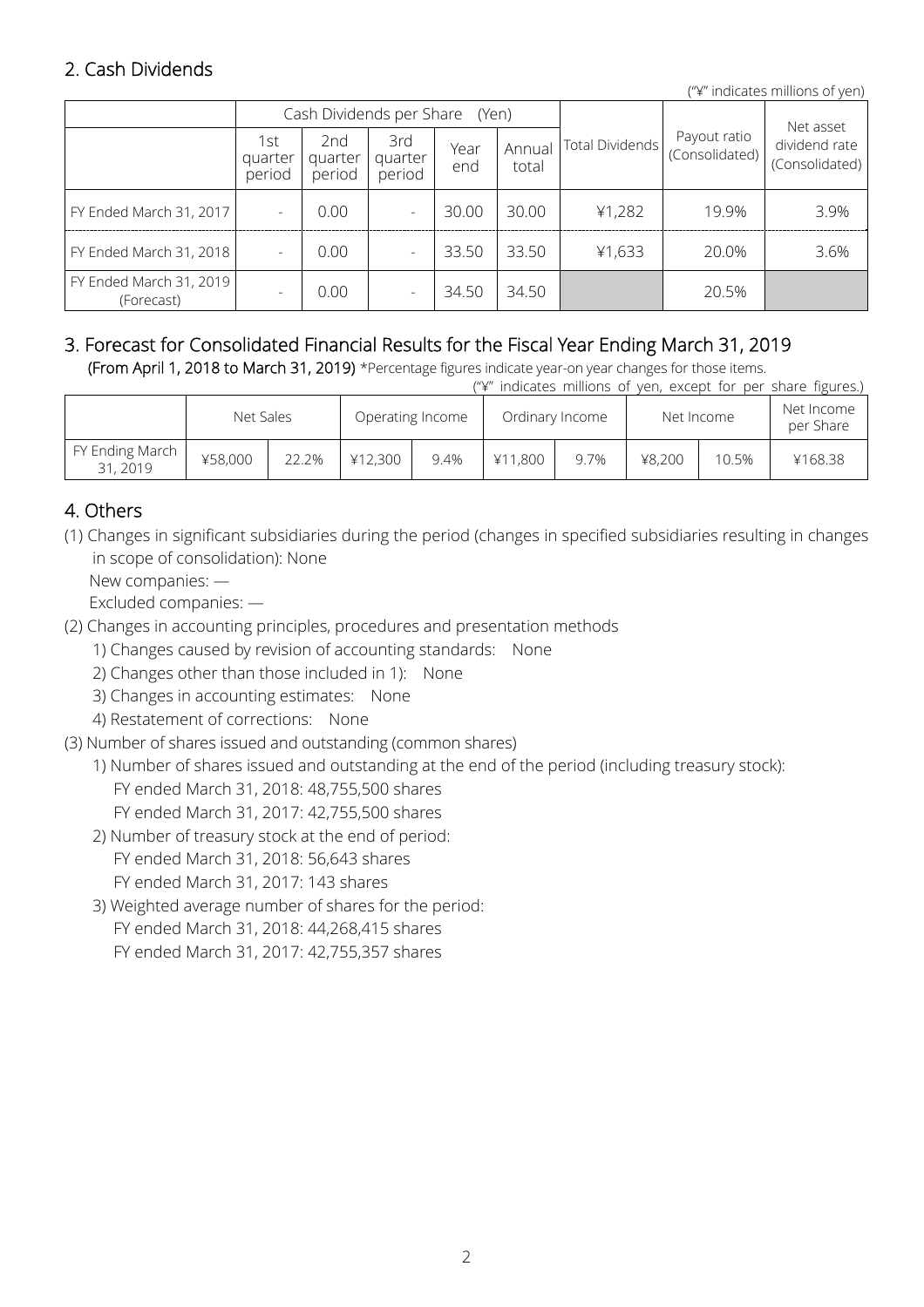## 2. Cash Dividends

("¥" indicates millions of yen)

| | Cash Dividends per Share (Yen) | | | | | Total Dividends | Payout ratio (Consolidated) | Net asset dividend rate (Consolidated) |
|---|---|---|---|---|---|---|---|---|
| | 1st quarter period | 2nd quarter period | 3rd quarter period | Year end | Annual total | | | |
| FY Ended March 31, 2017 | - | 0.00 | - | 30.00 | 30.00 | ¥1,282 | 19.9% | 3.9% |
| FY Ended March 31, 2018 | - | 0.00 | - | 33.50 | 33.50 | ¥1,633 | 20.0% | 3.6% |
| FY Ended March 31, 2019 (Forecast) | - | 0.00 | - | 34.50 | 34.50 | | 20.5% | |

## 3. Forecast for Consolidated Financial Results for the Fiscal Year Ending March 31, 2019

**(From April 1, 2018 to March 31, 2019)** *Percentage figures indicate year-on year changes for those items.

("¥" indicates millions of yen, except for per share figures.)

| | Net Sales | | Operating Income | | Ordinary Income | | Net Income | | Net Income per Share |
|---|---|---|---|---|---|---|---|---|---|
| FY Ending March 31, 2019 | ¥58,000 | 22.2% | ¥12,300 | 9.4% | ¥11,800 | 9.7% | ¥8,200 | 10.5% | ¥168.38 |

## 4. Others

(1) Changes in significant subsidiaries during the period (changes in specified subsidiaries resulting in changes in scope of consolidation): None

New companies: —

Excluded companies: —

(2) Changes in accounting principles, procedures and presentation methods

1) Changes caused by revision of accounting standards: None

2) Changes other than those included in 1): None

3) Changes in accounting estimates: None

4) Restatement of corrections: None

(3) Number of shares issued and outstanding (common shares)

1) Number of shares issued and outstanding at the end of the period (including treasury stock):

FY ended March 31, 2018: 48,755,500 shares

FY ended March 31, 2017: 42,755,500 shares

2) Number of treasury stock at the end of period:

FY ended March 31, 2018: 56,643 shares

FY ended March 31, 2017: 143 shares

3) Weighted average number of shares for the period:

FY ended March 31, 2018: 44,268,415 shares

FY ended March 31, 2017: 42,755,357 shares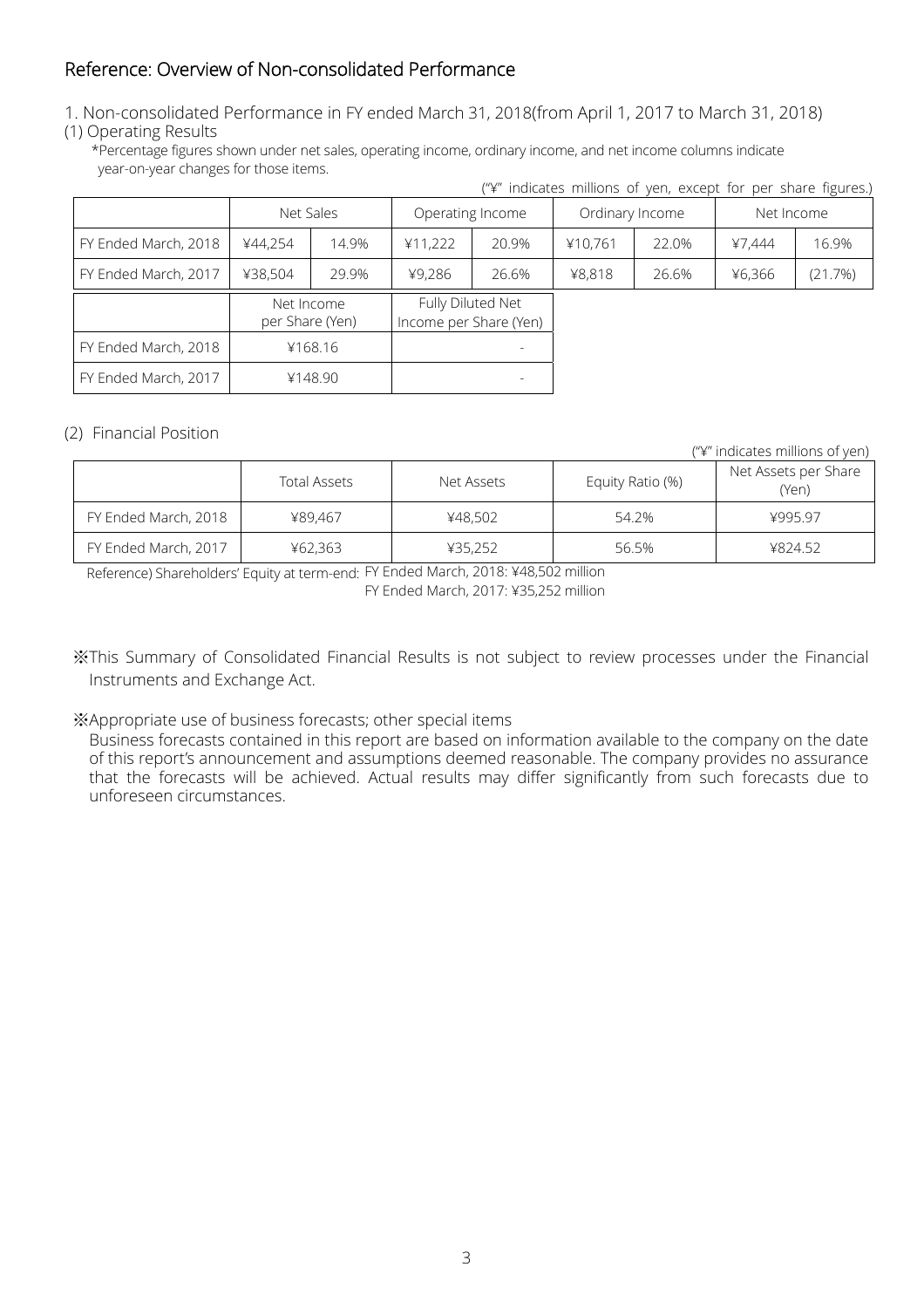## Reference: Overview of Non-consolidated Performance

1. Non-consolidated Performance in FY ended March 31, 2018(from April 1, 2017 to March 31, 2018)

(1) Operating Results

*Percentage figures shown under net sales, operating income, ordinary income, and net income columns indicate year-on-year changes for those items.

("¥" indicates millions of yen, except for per share figures.)

| | Net Sales | | Operating Income | | Ordinary Income | | Net Income | |
|---|---|---|---|---|---|---|---|---|
| FY Ended March, 2018 | ¥44,254 | 14.9% | ¥11,222 | 20.9% | ¥10,761 | 22.0% | ¥7,444 | 16.9% |
| FY Ended March, 2017 | ¥38,504 | 29.9% | ¥9,286 | 26.6% | ¥8,818 | 26.6% | ¥6,366 | (21.7%) |

| | Net Income per Share (Yen) | Fully Diluted Net Income per Share (Yen) |
|---|---|---|
| FY Ended March, 2018 | ¥168.16 | - |
| FY Ended March, 2017 | ¥148.90 | - |

(2) Financial Position

("¥" indicates millions of yen)

| | Total Assets | Net Assets | Equity Ratio (%) | Net Assets per Share (Yen) |
|---|---|---|---|---|
| FY Ended March, 2018 | ¥89,467 | ¥48,502 | 54.2% | ¥995.97 |
| FY Ended March, 2017 | ¥62,363 | ¥35,252 | 56.5% | ¥824.52 |

Reference) Shareholders' Equity at term-end: FY Ended March, 2018: ¥48,502 million
FY Ended March, 2017: ¥35,252 million

※This Summary of Consolidated Financial Results is not subject to review processes under the Financial Instruments and Exchange Act.

※Appropriate use of business forecasts; other special items

Business forecasts contained in this report are based on information available to the company on the date of this report's announcement and assumptions deemed reasonable. The company provides no assurance that the forecasts will be achieved. Actual results may differ significantly from such forecasts due to unforeseen circumstances.